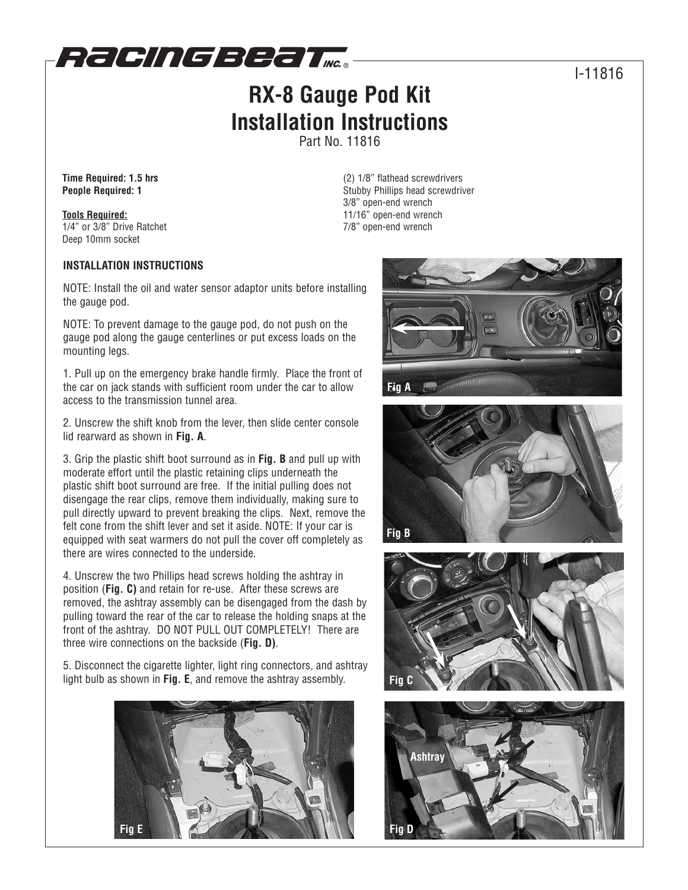RACING BEAT INC.

I-11816

# RX-8 Gauge Pod Kit Installation Instructions

Part No. 11816

**Time Required: 1.5 hrs**
**People Required: 1**

**Tools Required:**
1/4" or 3/8" Drive Ratchet
Deep 10mm socket
(2) 1/8" flathead screwdrivers
Stubby Phillips head screwdriver
3/8" open-end wrench
11/16" open-end wrench
7/8" open-end wrench

## INSTALLATION INSTRUCTIONS

NOTE: Install the oil and water sensor adaptor units before installing the gauge pod.

NOTE: To prevent damage to the gauge pod, do not push on the gauge pod along the gauge centerlines or put excess loads on the mounting legs.

1. Pull up on the emergency brake handle firmly. Place the front of the car on jack stands with sufficient room under the car to allow access to the transmission tunnel area.

2. Unscrew the shift knob from the lever, then slide center console lid rearward as shown in **Fig. A**.

3. Grip the plastic shift boot surround as in **Fig. B** and pull up with moderate effort until the plastic retaining clips underneath the plastic shift boot surround are free. If the initial pulling does not disengage the rear clips, remove them individually, making sure to pull directly upward to prevent breaking the clips. Next, remove the felt cone from the shift lever and set it aside. NOTE: If your car is equipped with seat warmers do not pull the cover off completely as there are wires connected to the underside.

4. Unscrew the two Phillips head screws holding the ashtray in position (**Fig. C)** and retain for re-use. After these screws are removed, the ashtray assembly can be disengaged from the dash by pulling toward the rear of the car to release the holding snaps at the front of the ashtray. DO NOT PULL OUT COMPLETELY! There are three wire connections on the backside (**Fig. D)**.

5. Disconnect the cigarette lighter, light ring connectors, and ashtray light bulb as shown in **Fig. E**, and remove the ashtray assembly.

Fig A

Fig B

Fig C

Fig E

Fig D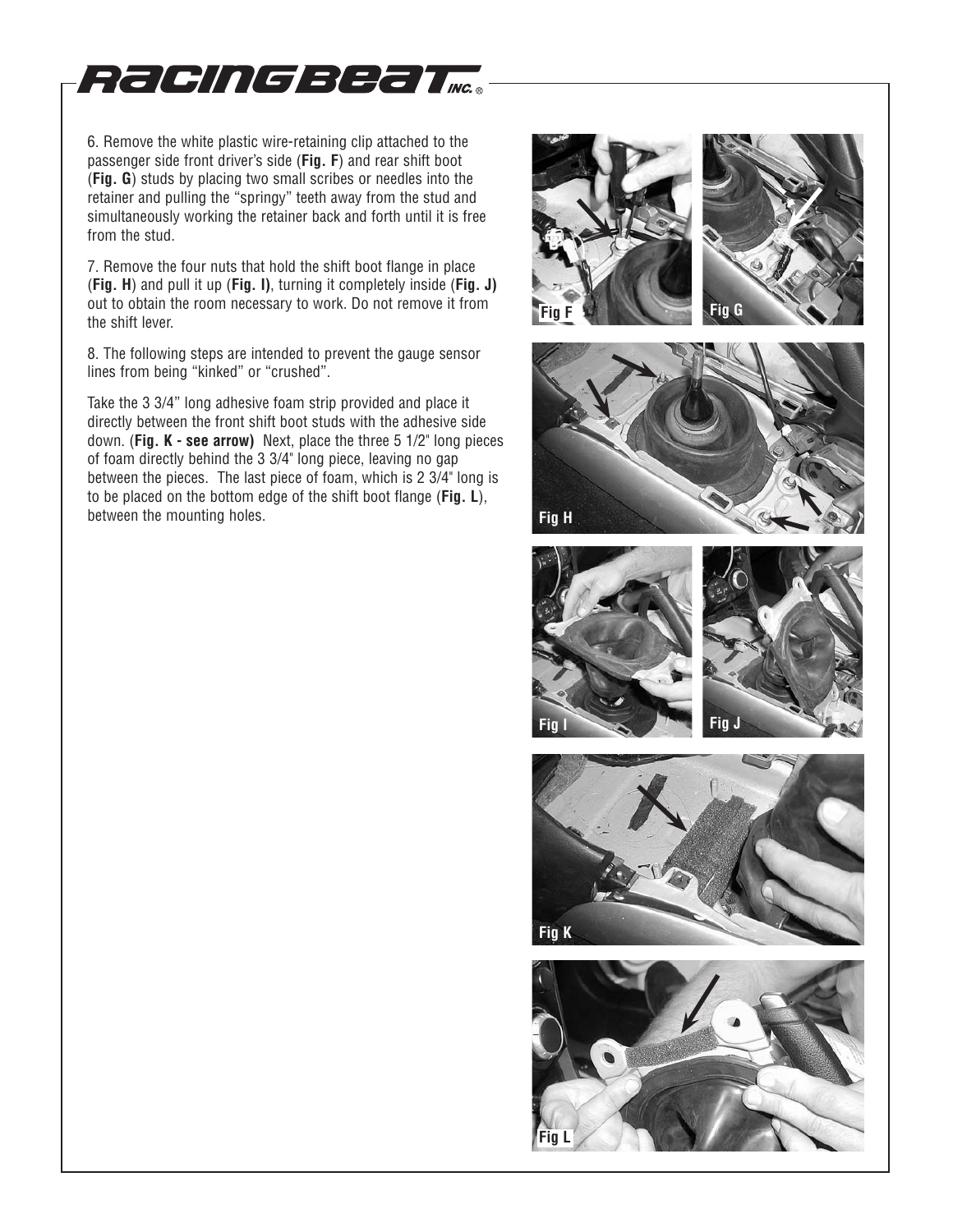6. Remove the white plastic wire-retaining clip attached to the passenger side front driver's side (**Fig. F**) and rear shift boot (**Fig. G**) studs by placing two small scribes or needles into the retainer and pulling the "springy" teeth away from the stud and simultaneously working the retainer back and forth until it is free from the stud.

7. Remove the four nuts that hold the shift boot flange in place (**Fig. H**) and pull it up (**Fig. I)**, turning it completely inside (**Fig. J)** out to obtain the room necessary to work. Do not remove it from the shift lever.

8. The following steps are intended to prevent the gauge sensor lines from being "kinked" or "crushed".

Take the 3 3/4" long adhesive foam strip provided and place it directly between the front shift boot studs with the adhesive side down. (**Fig. K - see arrow)** Next, place the three 5 1/2" long pieces of foam directly behind the 3 3/4" long piece, leaving no gap between the pieces. The last piece of foam, which is 2 3/4" long is to be placed on the bottom edge of the shift boot flange (**Fig. L**), between the mounting holes.

Fig F

Fig G

Fig H

Fig I

Fig J

Fig K

Fig L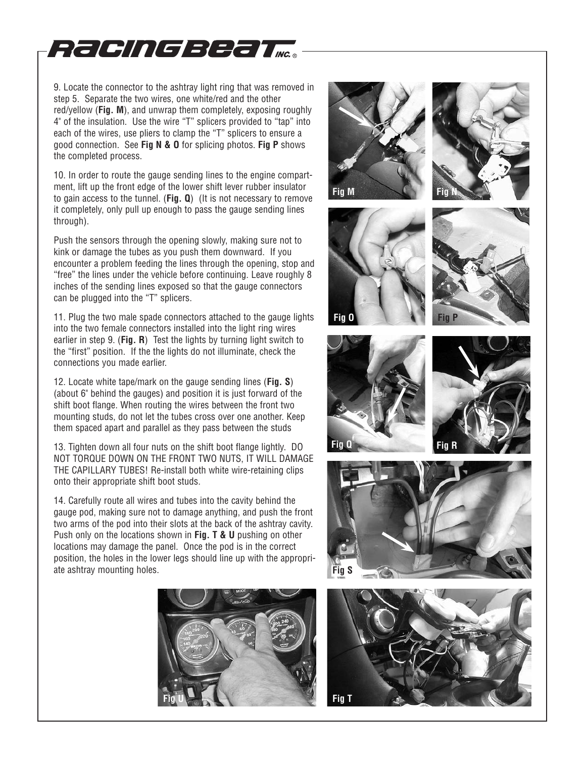9. Locate the connector to the ashtray light ring that was removed in step 5. Separate the two wires, one white/red and the other red/yellow (**Fig. M**), and unwrap them completely, exposing roughly 4" of the insulation. Use the wire "T" splicers provided to "tap" into each of the wires, use pliers to clamp the "T" splicers to ensure a good connection. See **Fig N & O** for splicing photos. **Fig P** shows the completed process.

10. In order to route the gauge sending lines to the engine compartment, lift up the front edge of the lower shift lever rubber insulator to gain access to the tunnel. (**Fig. Q**) (It is not necessary to remove it completely, only pull up enough to pass the gauge sending lines through).

Push the sensors through the opening slowly, making sure not to kink or damage the tubes as you push them downward. If you encounter a problem feeding the lines through the opening, stop and "free" the lines under the vehicle before continuing. Leave roughly 8 inches of the sending lines exposed so that the gauge connectors can be plugged into the "T" splicers.

11. Plug the two male spade connectors attached to the gauge lights into the two female connectors installed into the light ring wires earlier in step 9. (**Fig. R**) Test the lights by turning light switch to the "first" position. If the the lights do not illuminate, check the connections you made earlier.

12. Locate white tape/mark on the gauge sending lines (**Fig. S**) (about 6" behind the gauges) and position it is just forward of the shift boot flange. When routing the wires between the front two mounting studs, do not let the tubes cross over one another. Keep them spaced apart and parallel as they pass between the studs

13. Tighten down all four nuts on the shift boot flange lightly. DO NOT TORQUE DOWN ON THE FRONT TWO NUTS, IT WILL DAMAGE THE CAPILLARY TUBES! Re-install both white wire-retaining clips onto their appropriate shift boot studs.

14. Carefully route all wires and tubes into the cavity behind the gauge pod, making sure not to damage anything, and push the front two arms of the pod into their slots at the back of the ashtray cavity. Push only on the locations shown in **Fig. T & U** pushing on other locations may damage the panel. Once the pod is in the correct position, the holes in the lower legs should line up with the appropriate ashtray mounting holes.

Fig M

Fig N

Fig O

Fig P

Fig Q

Fig R

Fig S

Fig U

Fig T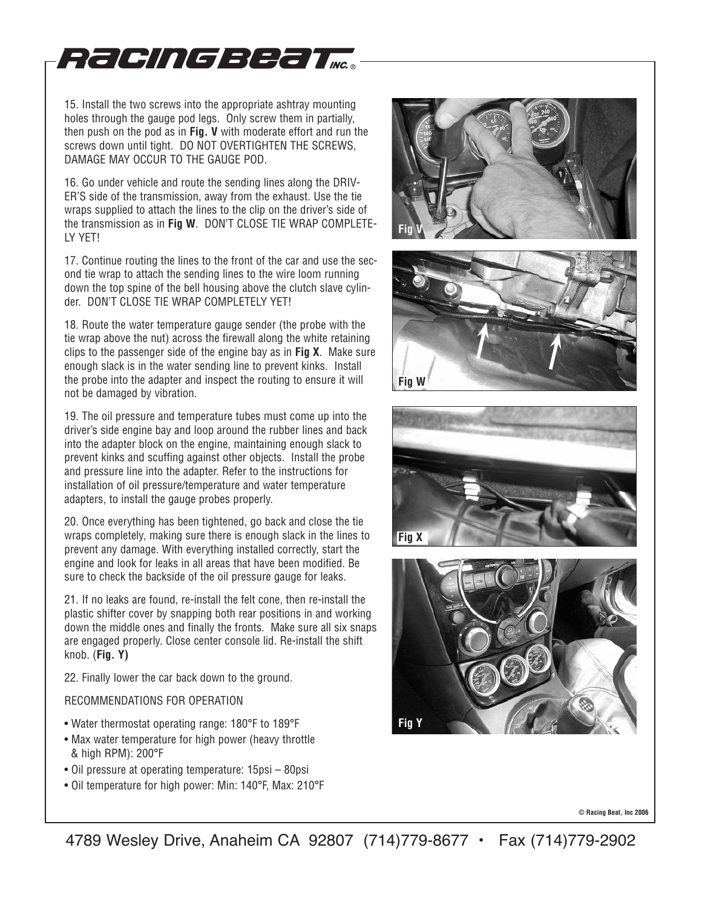15. Install the two screws into the appropriate ashtray mounting holes through the gauge pod legs. Only screw them in partially, then push on the pod as in **Fig. V** with moderate effort and run the screws down until tight. DO NOT OVERTIGHTEN THE SCREWS, DAMAGE MAY OCCUR TO THE GAUGE POD.

16. Go under vehicle and route the sending lines along the DRIVER'S side of the transmission, away from the exhaust. Use the tie wraps supplied to attach the lines to the clip on the driver's side of the transmission as in **Fig W**. DON'T CLOSE TIE WRAP COMPLETELY YET!

17. Continue routing the lines to the front of the car and use the second tie wrap to attach the sending lines to the wire loom running down the top spine of the bell housing above the clutch slave cylinder. DON'T CLOSE TIE WRAP COMPLETELY YET!

18. Route the water temperature gauge sender (the probe with the tie wrap above the nut) across the firewall along the white retaining clips to the passenger side of the engine bay as in **Fig X**. Make sure enough slack is in the water sending line to prevent kinks. Install the probe into the adapter and inspect the routing to ensure it will not be damaged by vibration.

19. The oil pressure and temperature tubes must come up into the driver's side engine bay and loop around the rubber lines and back into the adapter block on the engine, maintaining enough slack to prevent kinks and scuffing against other objects. Install the probe and pressure line into the adapter. Refer to the instructions for installation of oil pressure/temperature and water temperature adapters, to install the gauge probes properly.

20. Once everything has been tightened, go back and close the tie wraps completely, making sure there is enough slack in the lines to prevent any damage. With everything installed correctly, start the engine and look for leaks in all areas that have been modified. Be sure to check the backside of the oil pressure gauge for leaks.

21. If no leaks are found, re-install the felt cone, then re-install the plastic shifter cover by snapping both rear positions in and working down the middle ones and finally the fronts. Make sure all six snaps are engaged properly. Close center console lid. Re-install the shift knob. (**Fig. Y)**

22. Finally lower the car back down to the ground.

RECOMMENDATIONS FOR OPERATION

- Water thermostat operating range: 180°F to 189°F
- Max water temperature for high power (heavy throttle & high RPM): 200°F
- Oil pressure at operating temperature: 15psi – 80psi
- Oil temperature for high power: Min: 140°F, Max: 210°F

Fig V

Fig W

Fig X

Fig Y

© Racing Beat, Inc 2006